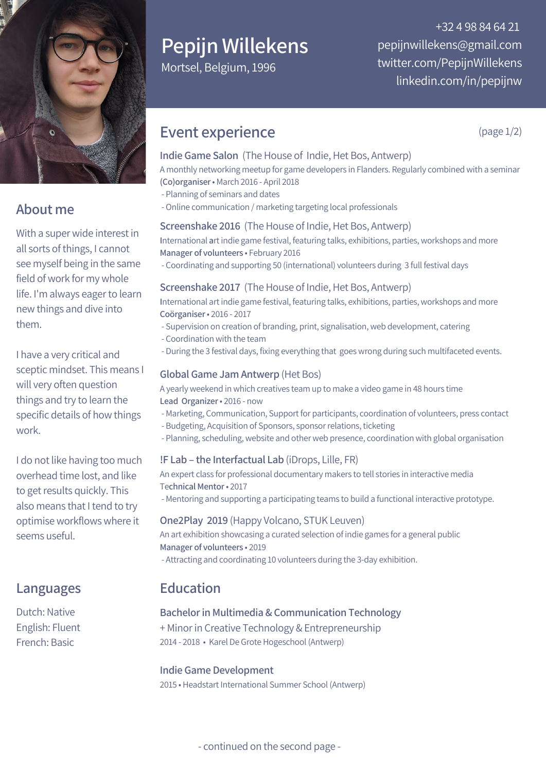# Pepijn Willekens

Mortsel, Belgium, 1996

+32 4 98 84 64 21
pepijnwillekens@gmail.com
twitter.com/PepijnWillekens
linkedin.com/in/pepijnw

## About me

With a super wide interest in all sorts of things, I cannot see myself being in the same field of work for my whole life. I'm always eager to learn new things and dive into them.

I have a very critical and sceptic mindset. This means I will very often question things and try to learn the specific details of how things work.

I do not like having too much overhead time lost, and like to get results quickly. This also means that I tend to try optimise workflows where it seems useful.

## Languages

Dutch: Native
English: Fluent
French: Basic

## Event experience

(page 1/2)

### Indie Game Salon (The House of Indie, Het Bos, Antwerp)

A monthly networking meetup for game developers in Flanders. Regularly combined with a seminar

**(Co)organiser** • March 2016 - April 2018

- Planning of seminars and dates
- Online communication / marketing targeting local professionals

### Screenshake 2016 (The House of Indie, Het Bos, Antwerp)

International art indie game festival, featuring talks, exhibitions, parties, workshops and more

**Manager of volunteers** • February 2016

- Coordinating and supporting 50 (international) volunteers during 3 full festival days

### Screenshake 2017 (The House of Indie, Het Bos, Antwerp)

International art indie game festival, featuring talks, exhibitions, parties, workshops and more

**Coörganiser** • 2016 - 2017

- Supervision on creation of branding, print, signalisation, web development, catering
- Coordination with the team
- During the 3 festival days, fixing everything that goes wrong during such multifaceted events.

### Global Game Jam Antwerp (Het Bos)

A yearly weekend in which creatives team up to make a video game in 48 hours time

**Lead Organizer** • 2016 - now

- Marketing, Communication, Support for participants, coordination of volunteers, press contact
- Budgeting, Acquisition of Sponsors, sponsor relations, ticketing
- Planning, scheduling, website and other web presence, coordination with global organisation

### !F Lab – the Interfactual Lab (iDrops, Lille, FR)

An expert class for professional documentary makers to tell stories in interactive media

**Technical Mentor** • 2017

- Mentoring and supporting a participating teams to build a functional interactive prototype.

### One2Play 2019 (Happy Volcano, STUK Leuven)

An art exhibition showcasing a curated selection of indie games for a general public

**Manager of volunteers** • 2019

- Attracting and coordinating 10 volunteers during the 3-day exhibition.

## Education

### Bachelor in Multimedia & Communication Technology

+ Minor in Creative Technology & Entrepreneurship

2014 - 2018 • Karel De Grote Hogeschool (Antwerp)

### Indie Game Development

2015 • Headstart International Summer School (Antwerp)

- continued on the second page -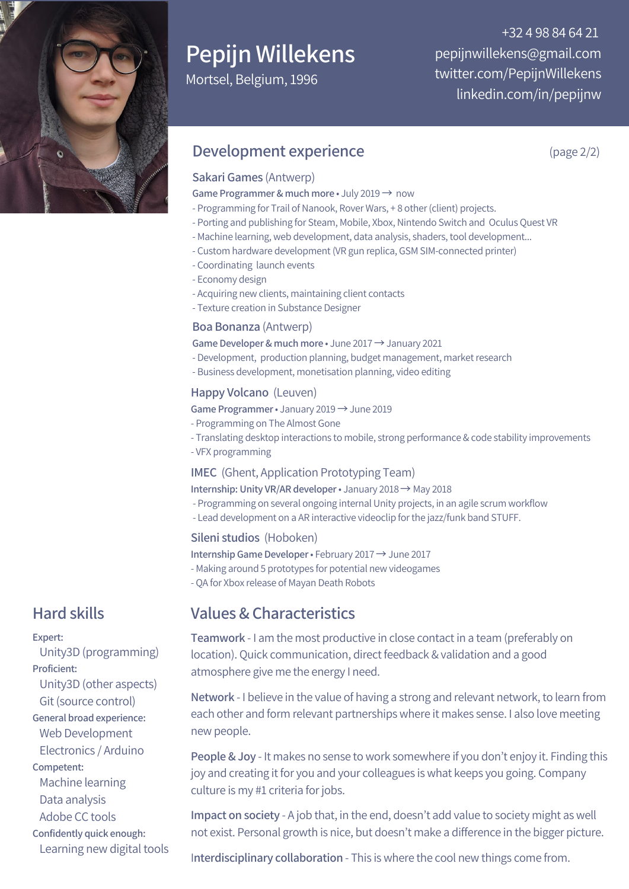# Pepijn Willekens

Mortsel, Belgium, 1996

+32 4 98 84 64 21
pepijnwillekens@gmail.com
twitter.com/PepijnWillekens
linkedin.com/in/pepijnw

## Development experience

(page 2/2)

### Sakari Games (Antwerp)

**Game Programmer & much more** • July 2019 → now

- Programming for Trail of Nanook, Rover Wars, + 8 other (client) projects.
- Porting and publishing for Steam, Mobile, Xbox, Nintendo Switch and Oculus Quest VR
- Machine learning, web development, data analysis, shaders, tool development...
- Custom hardware development (VR gun replica, GSM SIM-connected printer)
- Coordinating launch events
- Economy design
- Acquiring new clients, maintaining client contacts
- Texture creation in Substance Designer

### Boa Bonanza (Antwerp)

**Game Developer & much more** • June 2017 → January 2021

- Development, production planning, budget management, market research
- Business development, monetisation planning, video editing

### Happy Volcano (Leuven)

**Game Programmer** • January 2019 → June 2019

- Programming on The Almost Gone
- Translating desktop interactions to mobile, strong performance & code stability improvements
- VFX programming

### IMEC (Ghent, Application Prototyping Team)

**Internship: Unity VR/AR developer** • January 2018 → May 2018

- Programming on several ongoing internal Unity projects, in an agile scrum workflow
- Lead development on a AR interactive videoclip for the jazz/funk band STUFF.

### Sileni studios (Hoboken)

**Internship Game Developer** • February 2017 → June 2017

- Making around 5 prototypes for potential new videogames
- QA for Xbox release of Mayan Death Robots

## Hard skills

**Expert:**
- Unity3D (programming)

**Proficient:**
- Unity3D (other aspects)
- Git (source control)

**General broad experience:**
- Web Development
- Electronics / Arduino

**Competent:**
- Machine learning
- Data analysis
- Adobe CC tools

**Confidently quick enough:**
- Learning new digital tools

## Values & Characteristics

**Teamwork** - I am the most productive in close contact in a team (preferably on location). Quick communication, direct feedback & validation and a good atmosphere give me the energy I need.

**Network** - I believe in the value of having a strong and relevant network, to learn from each other and form relevant partnerships where it makes sense. I also love meeting new people.

**People & Joy** - It makes no sense to work somewhere if you don't enjoy it. Finding this joy and creating it for you and your colleagues is what keeps you going. Company culture is my #1 criteria for jobs.

**Impact on society** - A job that, in the end, doesn't add value to society might as well not exist. Personal growth is nice, but doesn't make a difference in the bigger picture.

**Interdisciplinary collaboration** - This is where the cool new things come from.